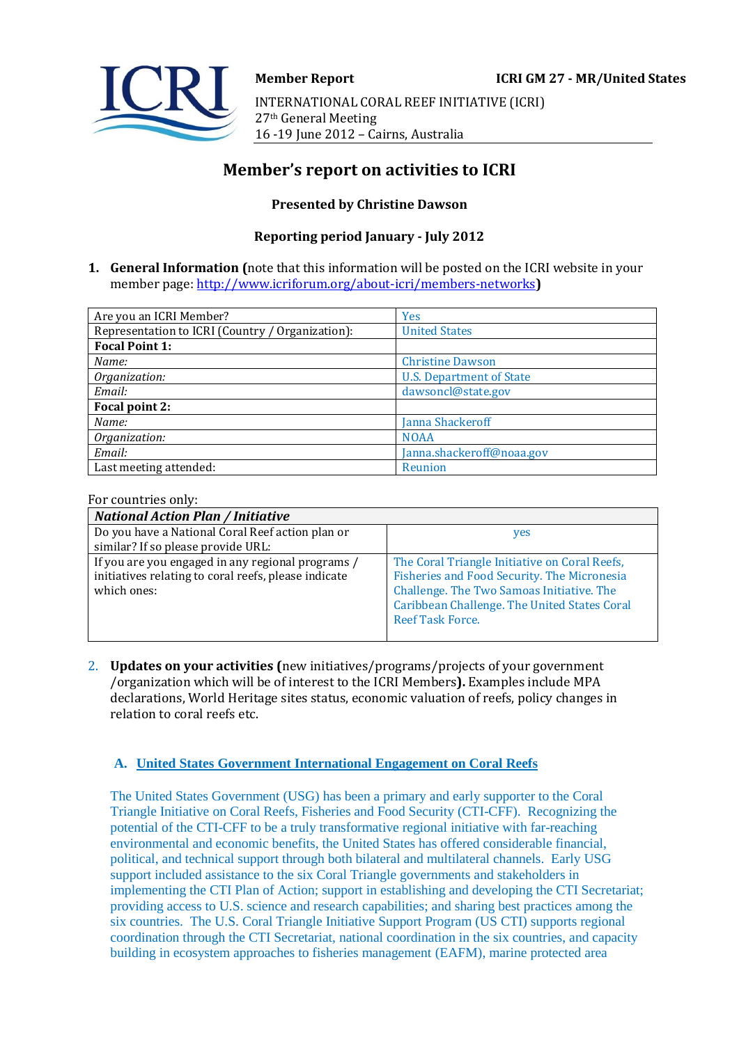**Member Report** **ICRI GM 27 - MR/United States**

INTERNATIONAL CORAL REEF INITIATIVE (ICRI)
27th General Meeting
16 -19 June 2012 – Cairns, Australia

# Member's report on activities to ICRI

**Presented by Christine Dawson**

**Reporting period January - July 2012**

1. **General Information (**note that this information will be posted on the ICRI website in your member page: [http://www.icriforum.org/about-icri/members-networks](http://www.icriforum.org/about-icri/members-networks)**)**

| Are you an ICRI Member? | Yes |
|---|---|
| Representation to ICRI (Country / Organization): | United States |
| **Focal Point 1:** | |
| *Name:* | Christine Dawson |
| *Organization:* | U.S. Department of State |
| *Email:* | dawsoncl@state.gov |
| **Focal point 2:** | |
| *Name:* | Janna Shackeroff |
| *Organization:* | NOAA |
| *Email:* | Janna.shackeroff@noaa.gov |
| Last meeting attended: | Reunion |

For countries only:

| ***National Action Plan / Initiative*** | |
|---|---|
| Do you have a National Coral Reef action plan or similar? If so please provide URL: | yes |
| If you are you engaged in any regional programs / initiatives relating to coral reefs, please indicate which ones: | The Coral Triangle Initiative on Coral Reefs, Fisheries and Food Security. The Micronesia Challenge. The Two Samoas Initiative. The Caribbean Challenge. The United States Coral Reef Task Force. |

2. **Updates on your activities (**new initiatives/programs/projects of your government /organization which will be of interest to the ICRI Members**).** Examples include MPA declarations, World Heritage sites status, economic valuation of reefs, policy changes in relation to coral reefs etc.

### A. United States Government International Engagement on Coral Reefs

The United States Government (USG) has been a primary and early supporter to the Coral Triangle Initiative on Coral Reefs, Fisheries and Food Security (CTI-CFF). Recognizing the potential of the CTI-CFF to be a truly transformative regional initiative with far-reaching environmental and economic benefits, the United States has offered considerable financial, political, and technical support through both bilateral and multilateral channels. Early USG support included assistance to the six Coral Triangle governments and stakeholders in implementing the CTI Plan of Action; support in establishing and developing the CTI Secretariat; providing access to U.S. science and research capabilities; and sharing best practices among the six countries. The U.S. Coral Triangle Initiative Support Program (US CTI) supports regional coordination through the CTI Secretariat, national coordination in the six countries, and capacity building in ecosystem approaches to fisheries management (EAFM), marine protected area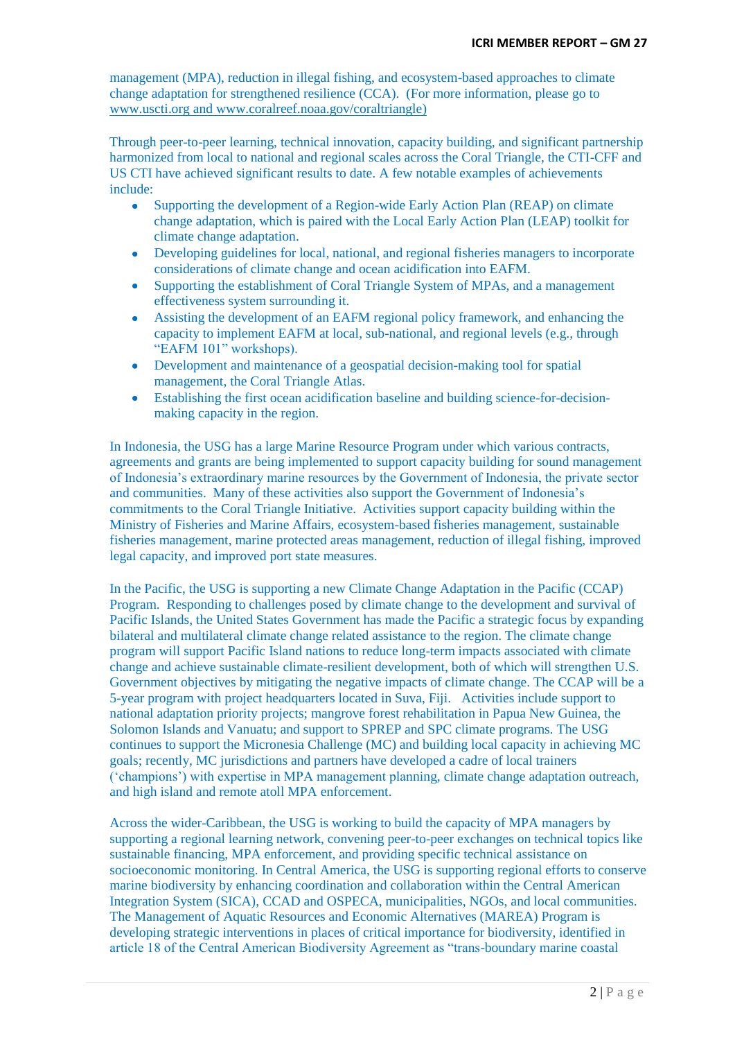management (MPA), reduction in illegal fishing, and ecosystem-based approaches to climate change adaptation for strengthened resilience (CCA). (For more information, please go to www.uscti.org and www.coralreef.noaa.gov/coraltriangle)

Through peer-to-peer learning, technical innovation, capacity building, and significant partnership harmonized from local to national and regional scales across the Coral Triangle, the CTI-CFF and US CTI have achieved significant results to date. A few notable examples of achievements include:

- Supporting the development of a Region-wide Early Action Plan (REAP) on climate change adaptation, which is paired with the Local Early Action Plan (LEAP) toolkit for climate change adaptation.
- Developing guidelines for local, national, and regional fisheries managers to incorporate considerations of climate change and ocean acidification into EAFM.
- Supporting the establishment of Coral Triangle System of MPAs, and a management effectiveness system surrounding it.
- Assisting the development of an EAFM regional policy framework, and enhancing the capacity to implement EAFM at local, sub-national, and regional levels (e.g., through "EAFM 101" workshops).
- Development and maintenance of a geospatial decision-making tool for spatial management, the Coral Triangle Atlas.
- Establishing the first ocean acidification baseline and building science-for-decision-making capacity in the region.

In Indonesia, the USG has a large Marine Resource Program under which various contracts, agreements and grants are being implemented to support capacity building for sound management of Indonesia's extraordinary marine resources by the Government of Indonesia, the private sector and communities. Many of these activities also support the Government of Indonesia's commitments to the Coral Triangle Initiative. Activities support capacity building within the Ministry of Fisheries and Marine Affairs, ecosystem-based fisheries management, sustainable fisheries management, marine protected areas management, reduction of illegal fishing, improved legal capacity, and improved port state measures.

In the Pacific, the USG is supporting a new Climate Change Adaptation in the Pacific (CCAP) Program. Responding to challenges posed by climate change to the development and survival of Pacific Islands, the United States Government has made the Pacific a strategic focus by expanding bilateral and multilateral climate change related assistance to the region. The climate change program will support Pacific Island nations to reduce long-term impacts associated with climate change and achieve sustainable climate-resilient development, both of which will strengthen U.S. Government objectives by mitigating the negative impacts of climate change. The CCAP will be a 5-year program with project headquarters located in Suva, Fiji. Activities include support to national adaptation priority projects; mangrove forest rehabilitation in Papua New Guinea, the Solomon Islands and Vanuatu; and support to SPREP and SPC climate programs. The USG continues to support the Micronesia Challenge (MC) and building local capacity in achieving MC goals; recently, MC jurisdictions and partners have developed a cadre of local trainers ('champions') with expertise in MPA management planning, climate change adaptation outreach, and high island and remote atoll MPA enforcement.

Across the wider-Caribbean, the USG is working to build the capacity of MPA managers by supporting a regional learning network, convening peer-to-peer exchanges on technical topics like sustainable financing, MPA enforcement, and providing specific technical assistance on socioeconomic monitoring. In Central America, the USG is supporting regional efforts to conserve marine biodiversity by enhancing coordination and collaboration within the Central American Integration System (SICA), CCAD and OSPECA, municipalities, NGOs, and local communities. The Management of Aquatic Resources and Economic Alternatives (MAREA) Program is developing strategic interventions in places of critical importance for biodiversity, identified in article 18 of the Central American Biodiversity Agreement as "trans-boundary marine coastal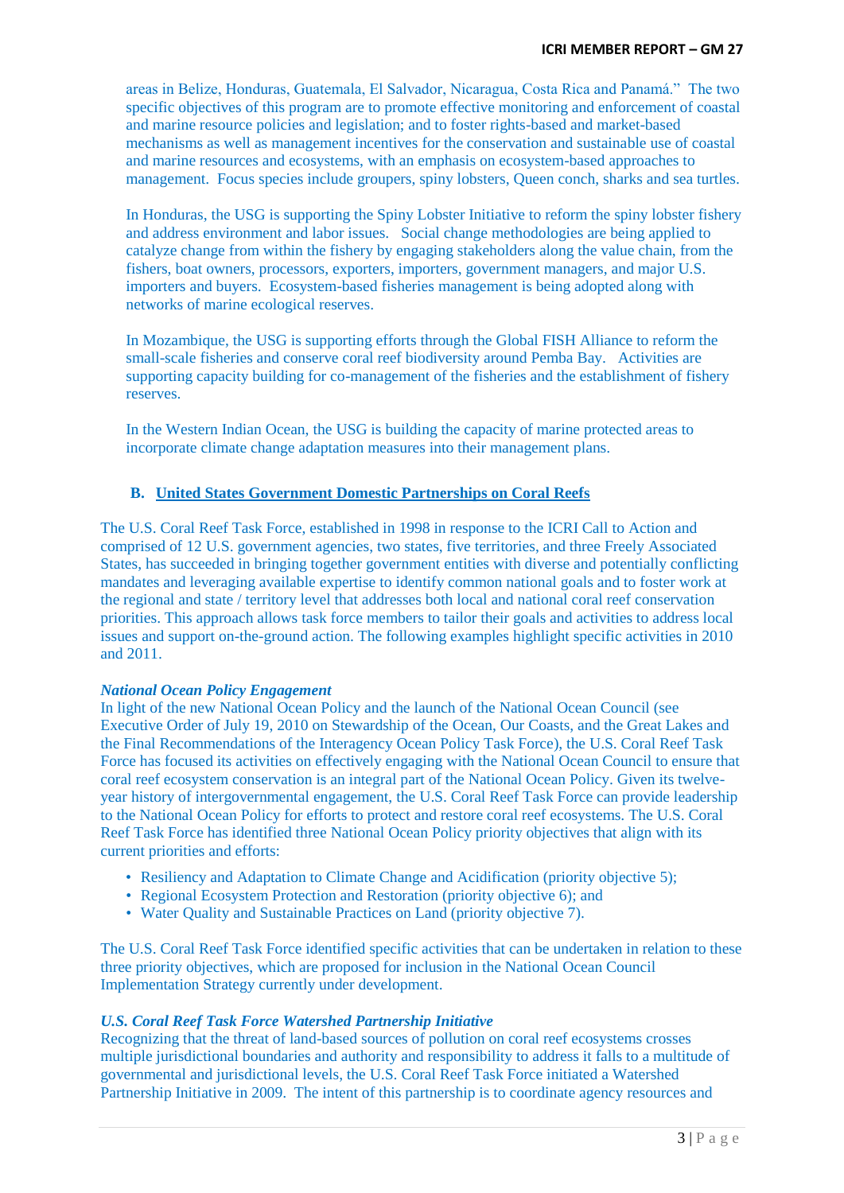areas in Belize, Honduras, Guatemala, El Salvador, Nicaragua, Costa Rica and Panamá." The two specific objectives of this program are to promote effective monitoring and enforcement of coastal and marine resource policies and legislation; and to foster rights-based and market-based mechanisms as well as management incentives for the conservation and sustainable use of coastal and marine resources and ecosystems, with an emphasis on ecosystem-based approaches to management. Focus species include groupers, spiny lobsters, Queen conch, sharks and sea turtles.

In Honduras, the USG is supporting the Spiny Lobster Initiative to reform the spiny lobster fishery and address environment and labor issues. Social change methodologies are being applied to catalyze change from within the fishery by engaging stakeholders along the value chain, from the fishers, boat owners, processors, exporters, importers, government managers, and major U.S. importers and buyers. Ecosystem-based fisheries management is being adopted along with networks of marine ecological reserves.

In Mozambique, the USG is supporting efforts through the Global FISH Alliance to reform the small-scale fisheries and conserve coral reef biodiversity around Pemba Bay. Activities are supporting capacity building for co-management of the fisheries and the establishment of fishery reserves.

In the Western Indian Ocean, the USG is building the capacity of marine protected areas to incorporate climate change adaptation measures into their management plans.

## B. United States Government Domestic Partnerships on Coral Reefs

The U.S. Coral Reef Task Force, established in 1998 in response to the ICRI Call to Action and comprised of 12 U.S. government agencies, two states, five territories, and three Freely Associated States, has succeeded in bringing together government entities with diverse and potentially conflicting mandates and leveraging available expertise to identify common national goals and to foster work at the regional and state / territory level that addresses both local and national coral reef conservation priorities. This approach allows task force members to tailor their goals and activities to address local issues and support on-the-ground action. The following examples highlight specific activities in 2010 and 2011.

### *National Ocean Policy Engagement*

In light of the new National Ocean Policy and the launch of the National Ocean Council (see Executive Order of July 19, 2010 on Stewardship of the Ocean, Our Coasts, and the Great Lakes and the Final Recommendations of the Interagency Ocean Policy Task Force), the U.S. Coral Reef Task Force has focused its activities on effectively engaging with the National Ocean Council to ensure that coral reef ecosystem conservation is an integral part of the National Ocean Policy. Given its twelve-year history of intergovernmental engagement, the U.S. Coral Reef Task Force can provide leadership to the National Ocean Policy for efforts to protect and restore coral reef ecosystems. The U.S. Coral Reef Task Force has identified three National Ocean Policy priority objectives that align with its current priorities and efforts:

- Resiliency and Adaptation to Climate Change and Acidification (priority objective 5);
- Regional Ecosystem Protection and Restoration (priority objective 6); and
- Water Quality and Sustainable Practices on Land (priority objective 7).

The U.S. Coral Reef Task Force identified specific activities that can be undertaken in relation to these three priority objectives, which are proposed for inclusion in the National Ocean Council Implementation Strategy currently under development.

### *U.S. Coral Reef Task Force Watershed Partnership Initiative*

Recognizing that the threat of land-based sources of pollution on coral reef ecosystems crosses multiple jurisdictional boundaries and authority and responsibility to address it falls to a multitude of governmental and jurisdictional levels, the U.S. Coral Reef Task Force initiated a Watershed Partnership Initiative in 2009. The intent of this partnership is to coordinate agency resources and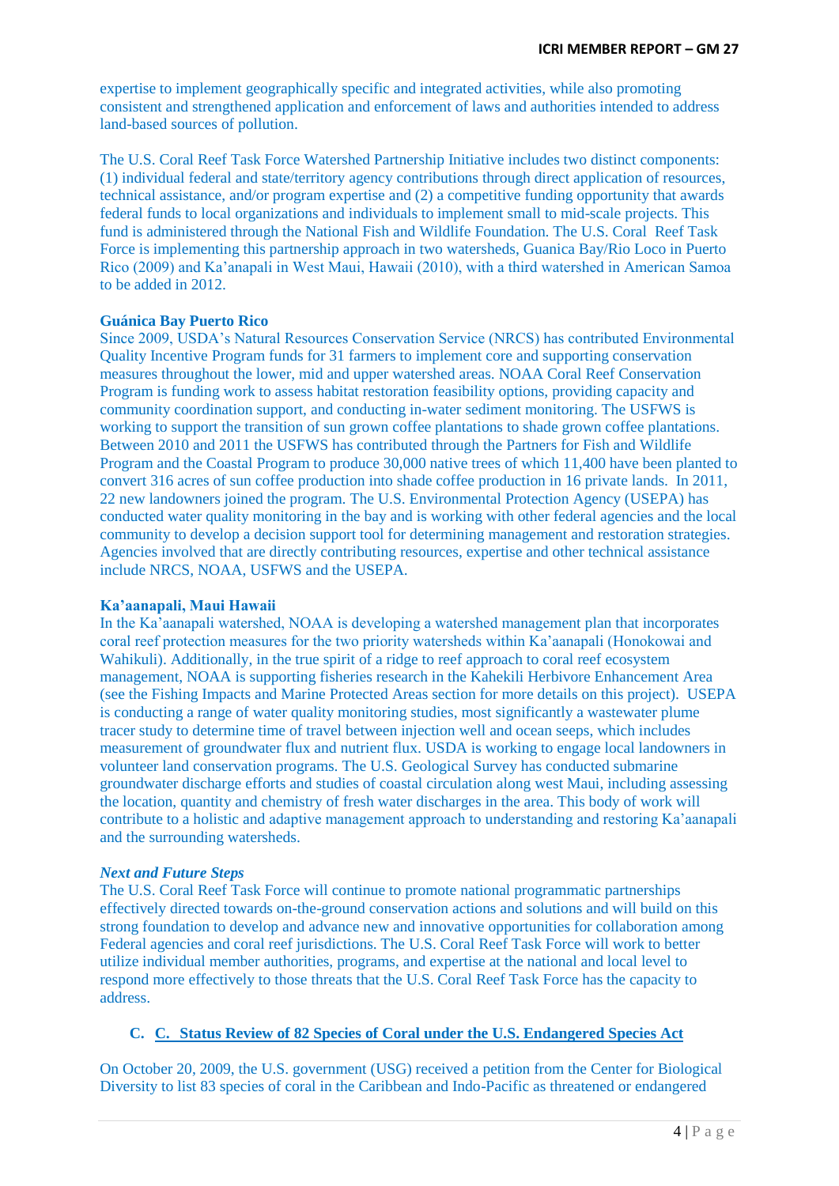expertise to implement geographically specific and integrated activities, while also promoting consistent and strengthened application and enforcement of laws and authorities intended to address land-based sources of pollution.

The U.S. Coral Reef Task Force Watershed Partnership Initiative includes two distinct components: (1) individual federal and state/territory agency contributions through direct application of resources, technical assistance, and/or program expertise and (2) a competitive funding opportunity that awards federal funds to local organizations and individuals to implement small to mid-scale projects. This fund is administered through the National Fish and Wildlife Foundation. The U.S. Coral Reef Task Force is implementing this partnership approach in two watersheds, Guanica Bay/Rio Loco in Puerto Rico (2009) and Ka'anapali in West Maui, Hawaii (2010), with a third watershed in American Samoa to be added in 2012.

**Guánica Bay Puerto Rico**

Since 2009, USDA's Natural Resources Conservation Service (NRCS) has contributed Environmental Quality Incentive Program funds for 31 farmers to implement core and supporting conservation measures throughout the lower, mid and upper watershed areas. NOAA Coral Reef Conservation Program is funding work to assess habitat restoration feasibility options, providing capacity and community coordination support, and conducting in-water sediment monitoring. The USFWS is working to support the transition of sun grown coffee plantations to shade grown coffee plantations. Between 2010 and 2011 the USFWS has contributed through the Partners for Fish and Wildlife Program and the Coastal Program to produce 30,000 native trees of which 11,400 have been planted to convert 316 acres of sun coffee production into shade coffee production in 16 private lands. In 2011, 22 new landowners joined the program. The U.S. Environmental Protection Agency (USEPA) has conducted water quality monitoring in the bay and is working with other federal agencies and the local community to develop a decision support tool for determining management and restoration strategies. Agencies involved that are directly contributing resources, expertise and other technical assistance include NRCS, NOAA, USFWS and the USEPA.

**Ka'aanapali, Maui Hawaii**

In the Ka'aanapali watershed, NOAA is developing a watershed management plan that incorporates coral reef protection measures for the two priority watersheds within Ka'aanapali (Honokowai and Wahikuli). Additionally, in the true spirit of a ridge to reef approach to coral reef ecosystem management, NOAA is supporting fisheries research in the Kahekili Herbivore Enhancement Area (see the Fishing Impacts and Marine Protected Areas section for more details on this project). USEPA is conducting a range of water quality monitoring studies, most significantly a wastewater plume tracer study to determine time of travel between injection well and ocean seeps, which includes measurement of groundwater flux and nutrient flux. USDA is working to engage local landowners in volunteer land conservation programs. The U.S. Geological Survey has conducted submarine groundwater discharge efforts and studies of coastal circulation along west Maui, including assessing the location, quantity and chemistry of fresh water discharges in the area. This body of work will contribute to a holistic and adaptive management approach to understanding and restoring Ka'aanapali and the surrounding watersheds.

***Next and Future Steps***

The U.S. Coral Reef Task Force will continue to promote national programmatic partnerships effectively directed towards on-the-ground conservation actions and solutions and will build on this strong foundation to develop and advance new and innovative opportunities for collaboration among Federal agencies and coral reef jurisdictions. The U.S. Coral Reef Task Force will work to better utilize individual member authorities, programs, and expertise at the national and local level to respond more effectively to those threats that the U.S. Coral Reef Task Force has the capacity to address.

## C. C. Status Review of 82 Species of Coral under the U.S. Endangered Species Act

On October 20, 2009, the U.S. government (USG) received a petition from the Center for Biological Diversity to list 83 species of coral in the Caribbean and Indo-Pacific as threatened or endangered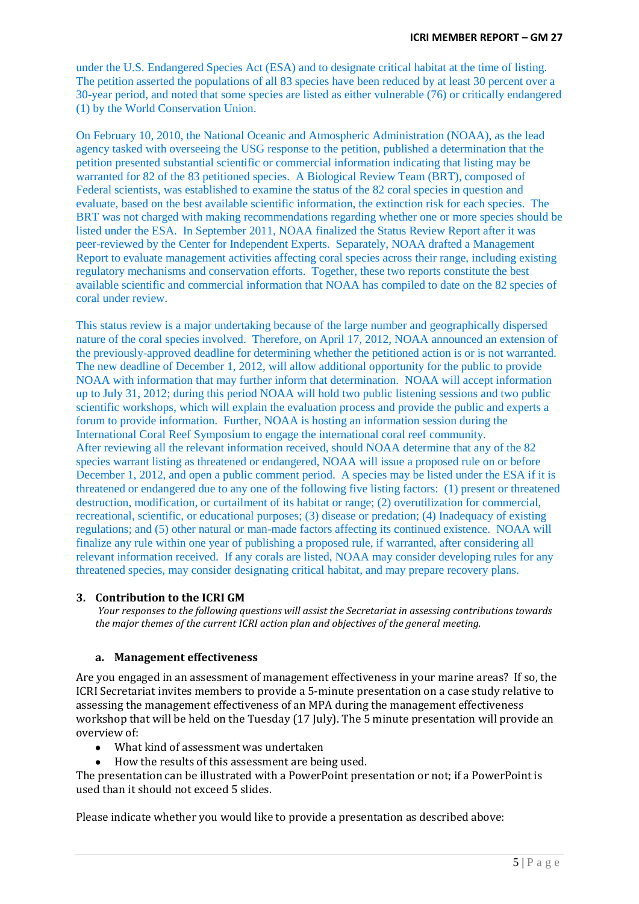under the U.S. Endangered Species Act (ESA) and to designate critical habitat at the time of listing. The petition asserted the populations of all 83 species have been reduced by at least 30 percent over a 30-year period, and noted that some species are listed as either vulnerable (76) or critically endangered (1) by the World Conservation Union.

On February 10, 2010, the National Oceanic and Atmospheric Administration (NOAA), as the lead agency tasked with overseeing the USG response to the petition, published a determination that the petition presented substantial scientific or commercial information indicating that listing may be warranted for 82 of the 83 petitioned species. A Biological Review Team (BRT), composed of Federal scientists, was established to examine the status of the 82 coral species in question and evaluate, based on the best available scientific information, the extinction risk for each species. The BRT was not charged with making recommendations regarding whether one or more species should be listed under the ESA. In September 2011, NOAA finalized the Status Review Report after it was peer-reviewed by the Center for Independent Experts. Separately, NOAA drafted a Management Report to evaluate management activities affecting coral species across their range, including existing regulatory mechanisms and conservation efforts. Together, these two reports constitute the best available scientific and commercial information that NOAA has compiled to date on the 82 species of coral under review.

This status review is a major undertaking because of the large number and geographically dispersed nature of the coral species involved. Therefore, on April 17, 2012, NOAA announced an extension of the previously-approved deadline for determining whether the petitioned action is or is not warranted. The new deadline of December 1, 2012, will allow additional opportunity for the public to provide NOAA with information that may further inform that determination. NOAA will accept information up to July 31, 2012; during this period NOAA will hold two public listening sessions and two public scientific workshops, which will explain the evaluation process and provide the public and experts a forum to provide information. Further, NOAA is hosting an information session during the International Coral Reef Symposium to engage the international coral reef community.
After reviewing all the relevant information received, should NOAA determine that any of the 82 species warrant listing as threatened or endangered, NOAA will issue a proposed rule on or before December 1, 2012, and open a public comment period. A species may be listed under the ESA if it is threatened or endangered due to any one of the following five listing factors: (1) present or threatened destruction, modification, or curtailment of its habitat or range; (2) overutilization for commercial, recreational, scientific, or educational purposes; (3) disease or predation; (4) Inadequacy of existing regulations; and (5) other natural or man-made factors affecting its continued existence. NOAA will finalize any rule within one year of publishing a proposed rule, if warranted, after considering all relevant information received. If any corals are listed, NOAA may consider developing rules for any threatened species, may consider designating critical habitat, and may prepare recovery plans.

## 3. Contribution to the ICRI GM

*Your responses to the following questions will assist the Secretariat in assessing contributions towards the major themes of the current ICRI action plan and objectives of the general meeting.*

### a. Management effectiveness

Are you engaged in an assessment of management effectiveness in your marine areas? If so, the ICRI Secretariat invites members to provide a 5-minute presentation on a case study relative to assessing the management effectiveness of an MPA during the management effectiveness workshop that will be held on the Tuesday (17 July). The 5 minute presentation will provide an overview of:

- What kind of assessment was undertaken
- How the results of this assessment are being used.

The presentation can be illustrated with a PowerPoint presentation or not; if a PowerPoint is used than it should not exceed 5 slides.

Please indicate whether you would like to provide a presentation as described above: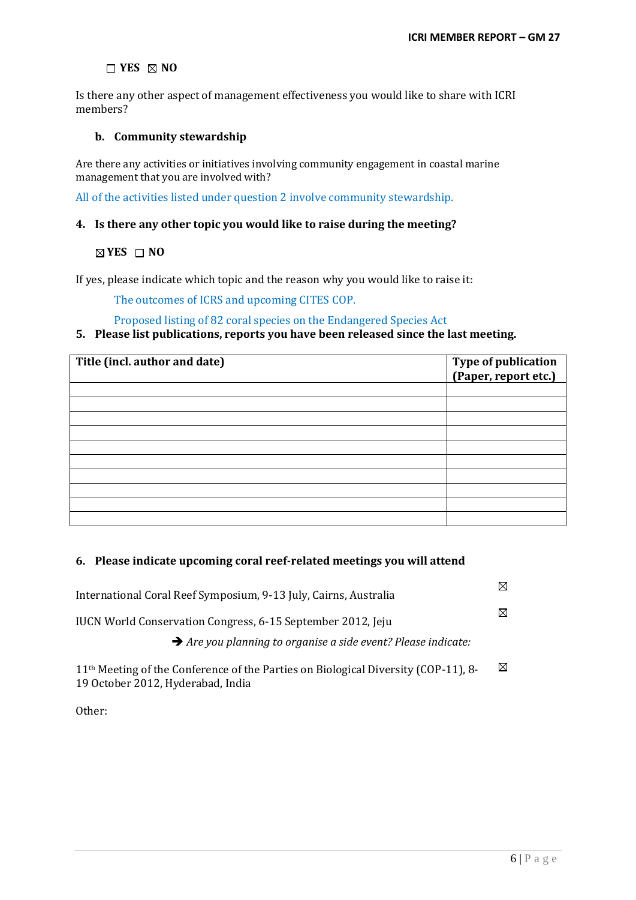☐ **YES** ☒ **NO**

Is there any other aspect of management effectiveness you would like to share with ICRI members?

**b. Community stewardship**

Are there any activities or initiatives involving community engagement in coastal marine management that you are involved with?

All of the activities listed under question 2 involve community stewardship.

**4. Is there any other topic you would like to raise during the meeting?**

☒ **YES** ☐ **NO**

If yes, please indicate which topic and the reason why you would like to raise it:

The outcomes of ICRS and upcoming CITES COP.

Proposed listing of 82 coral species on the Endangered Species Act

**5. Please list publications, reports you have been released since the last meeting.**

| Title (incl. author and date) | Type of publication (Paper, report etc.) |
|---|---|
| | |
| | |
| | |
| | |
| | |
| | |
| | |
| | |
| | |
| | |

**6. Please indicate upcoming coral reef-related meetings you will attend**

International Coral Reef Symposium, 9-13 July, Cairns, Australia ☒

IUCN World Conservation Congress, 6-15 September 2012, Jeju ☒

➔ *Are you planning to organise a side event? Please indicate:*

11th Meeting of the Conference of the Parties on Biological Diversity (COP-11), 8-19 October 2012, Hyderabad, India ☒

Other: